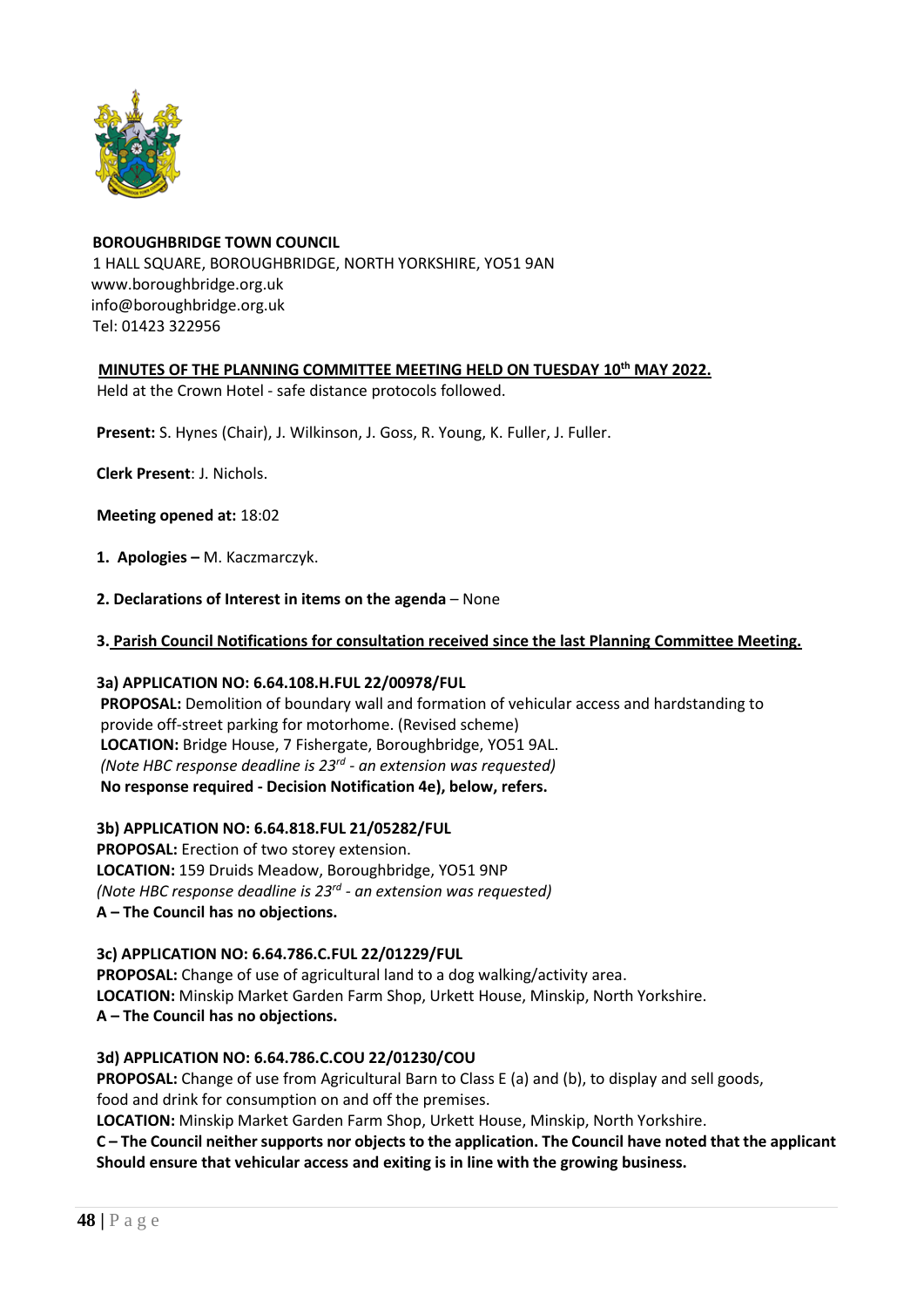**BOROUGHBRIDGE TOWN COUNCIL**
1 HALL SQUARE, BOROUGHBRIDGE, NORTH YORKSHIRE, YO51 9AN
www.boroughbridge.org.uk
info@boroughbridge.org.uk
Tel: 01423 322956

**MINUTES OF THE PLANNING COMMITTEE MEETING HELD ON TUESDAY 10th MAY 2022.**

Held at the Crown Hotel - safe distance protocols followed.

**Present:** S. Hynes (Chair), J. Wilkinson, J. Goss, R. Young, K. Fuller, J. Fuller.

**Clerk Present**: J. Nichols.

**Meeting opened at:** 18:02

**1. Apologies –** M. Kaczmarczyk.

**2. Declarations of Interest in items on the agenda** – None

**3. Parish Council Notifications for consultation received since the last Planning Committee Meeting.**

**3a) APPLICATION NO: 6.64.108.H.FUL 22/00978/FUL**
**PROPOSAL:** Demolition of boundary wall and formation of vehicular access and hardstanding to provide off-street parking for motorhome. (Revised scheme)
**LOCATION:** Bridge House, 7 Fishergate, Boroughbridge, YO51 9AL.
*(Note HBC response deadline is 23rd - an extension was requested)*
**No response required - Decision Notification 4e), below, refers.**

**3b) APPLICATION NO: 6.64.818.FUL 21/05282/FUL**
**PROPOSAL:** Erection of two storey extension.
**LOCATION:** 159 Druids Meadow, Boroughbridge, YO51 9NP
*(Note HBC response deadline is 23rd - an extension was requested)*
**A – The Council has no objections.**

**3c) APPLICATION NO: 6.64.786.C.FUL 22/01229/FUL**
**PROPOSAL:** Change of use of agricultural land to a dog walking/activity area.
**LOCATION:** Minskip Market Garden Farm Shop, Urkett House, Minskip, North Yorkshire.
**A – The Council has no objections.**

**3d) APPLICATION NO: 6.64.786.C.COU 22/01230/COU**
**PROPOSAL:** Change of use from Agricultural Barn to Class E (a) and (b), to display and sell goods, food and drink for consumption on and off the premises.
**LOCATION:** Minskip Market Garden Farm Shop, Urkett House, Minskip, North Yorkshire.
**C – The Council neither supports nor objects to the application. The Council have noted that the applicant Should ensure that vehicular access and exiting is in line with the growing business.**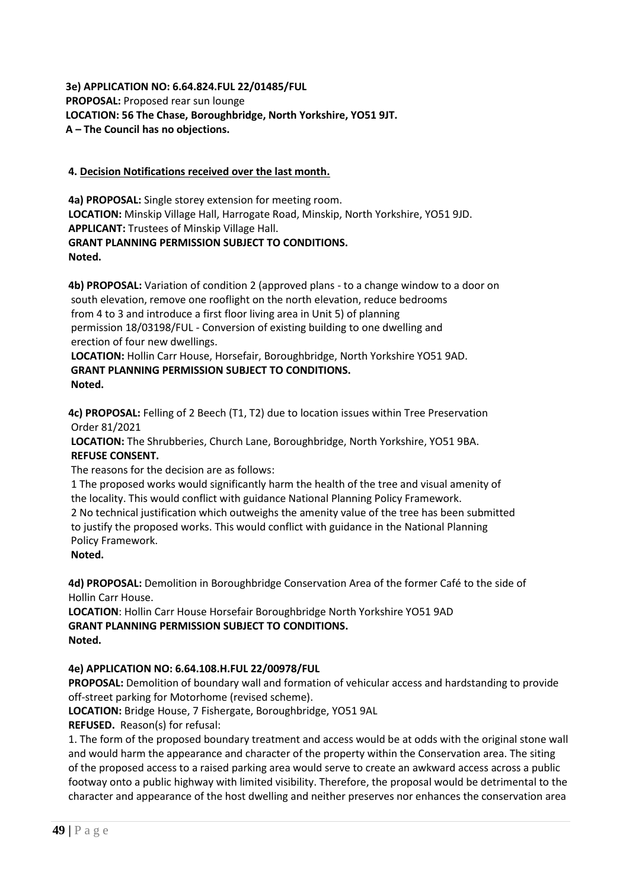**3e) APPLICATION NO: 6.64.824.FUL 22/01485/FUL**
**PROPOSAL:** Proposed rear sun lounge
**LOCATION: 56 The Chase, Boroughbridge, North Yorkshire, YO51 9JT.**
**A – The Council has no objections.**

**4. Decision Notifications received over the last month.**

**4a) PROPOSAL:** Single storey extension for meeting room.
**LOCATION:** Minskip Village Hall, Harrogate Road, Minskip, North Yorkshire, YO51 9JD.
**APPLICANT:** Trustees of Minskip Village Hall.
**GRANT PLANNING PERMISSION SUBJECT TO CONDITIONS.**
**Noted.**

**4b) PROPOSAL:** Variation of condition 2 (approved plans - to a change window to a door on south elevation, remove one rooflight on the north elevation, reduce bedrooms from 4 to 3 and introduce a first floor living area in Unit 5) of planning permission 18/03198/FUL - Conversion of existing building to one dwelling and erection of four new dwellings.
**LOCATION:** Hollin Carr House, Horsefair, Boroughbridge, North Yorkshire YO51 9AD.
**GRANT PLANNING PERMISSION SUBJECT TO CONDITIONS.**
**Noted.**

**4c) PROPOSAL:** Felling of 2 Beech (T1, T2) due to location issues within Tree Preservation Order 81/2021
**LOCATION:** The Shrubberies, Church Lane, Boroughbridge, North Yorkshire, YO51 9BA.
**REFUSE CONSENT.**
The reasons for the decision are as follows:
1 The proposed works would significantly harm the health of the tree and visual amenity of the locality. This would conflict with guidance National Planning Policy Framework.
2 No technical justification which outweighs the amenity value of the tree has been submitted to justify the proposed works. This would conflict with guidance in the National Planning Policy Framework.
**Noted.**

**4d) PROPOSAL:** Demolition in Boroughbridge Conservation Area of the former Café to the side of Hollin Carr House.
**LOCATION**: Hollin Carr House Horsefair Boroughbridge North Yorkshire YO51 9AD
**GRANT PLANNING PERMISSION SUBJECT TO CONDITIONS.**
**Noted.**

**4e) APPLICATION NO: 6.64.108.H.FUL 22/00978/FUL**
**PROPOSAL:** Demolition of boundary wall and formation of vehicular access and hardstanding to provide off-street parking for Motorhome (revised scheme).
**LOCATION:** Bridge House, 7 Fishergate, Boroughbridge, YO51 9AL
**REFUSED.** Reason(s) for refusal:
1. The form of the proposed boundary treatment and access would be at odds with the original stone wall and would harm the appearance and character of the property within the Conservation area. The siting of the proposed access to a raised parking area would serve to create an awkward access across a public footway onto a public highway with limited visibility. Therefore, the proposal would be detrimental to the character and appearance of the host dwelling and neither preserves nor enhances the conservation area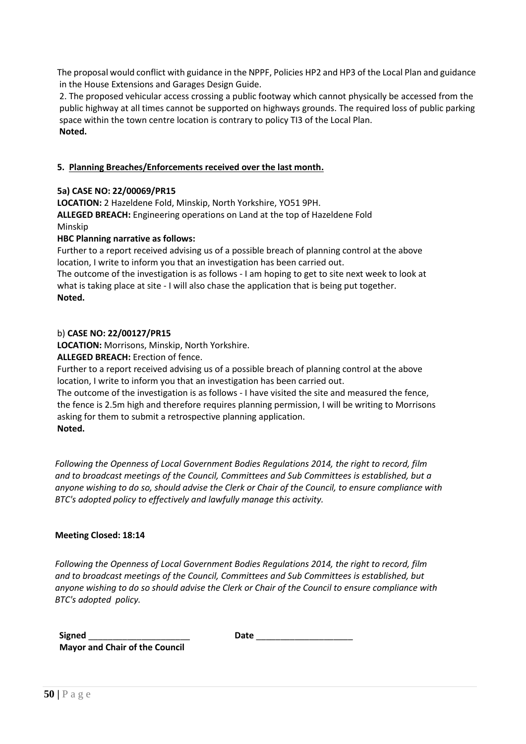The proposal would conflict with guidance in the NPPF, Policies HP2 and HP3 of the Local Plan and guidance in the House Extensions and Garages Design Guide.

2. The proposed vehicular access crossing a public footway which cannot physically be accessed from the public highway at all times cannot be supported on highways grounds. The required loss of public parking space within the town centre location is contrary to policy TI3 of the Local Plan.

**Noted.**

**5. <u>Planning Breaches/Enforcements received over the last month.</u>**

**5a) CASE NO: 22/00069/PR15**

**LOCATION:** 2 Hazeldene Fold, Minskip, North Yorkshire, YO51 9PH.

**ALLEGED BREACH:** Engineering operations on Land at the top of Hazeldene Fold Minskip

**HBC Planning narrative as follows:**

Further to a report received advising us of a possible breach of planning control at the above location, I write to inform you that an investigation has been carried out.

The outcome of the investigation is as follows - I am hoping to get to site next week to look at what is taking place at site - I will also chase the application that is being put together.

**Noted.**

b) **CASE NO: 22/00127/PR15**

**LOCATION:** Morrisons, Minskip, North Yorkshire.

**ALLEGED BREACH:** Erection of fence.

Further to a report received advising us of a possible breach of planning control at the above location, I write to inform you that an investigation has been carried out.

The outcome of the investigation is as follows - I have visited the site and measured the fence, the fence is 2.5m high and therefore requires planning permission, I will be writing to Morrisons asking for them to submit a retrospective planning application.

**Noted.**

*Following the Openness of Local Government Bodies Regulations 2014, the right to record, film and to broadcast meetings of the Council, Committees and Sub Committees is established, but a anyone wishing to do so, should advise the Clerk or Chair of the Council, to ensure compliance with BTC's adopted policy to effectively and lawfully manage this activity.*

**Meeting Closed: 18:14**

*Following the Openness of Local Government Bodies Regulations 2014, the right to record, film and to broadcast meetings of the Council, Committees and Sub Committees is established, but anyone wishing to do so should advise the Clerk or Chair of the Council to ensure compliance with BTC's adopted policy.*

**Signed** _____________________ **Date** ____________________

**Mayor and Chair of the Council**